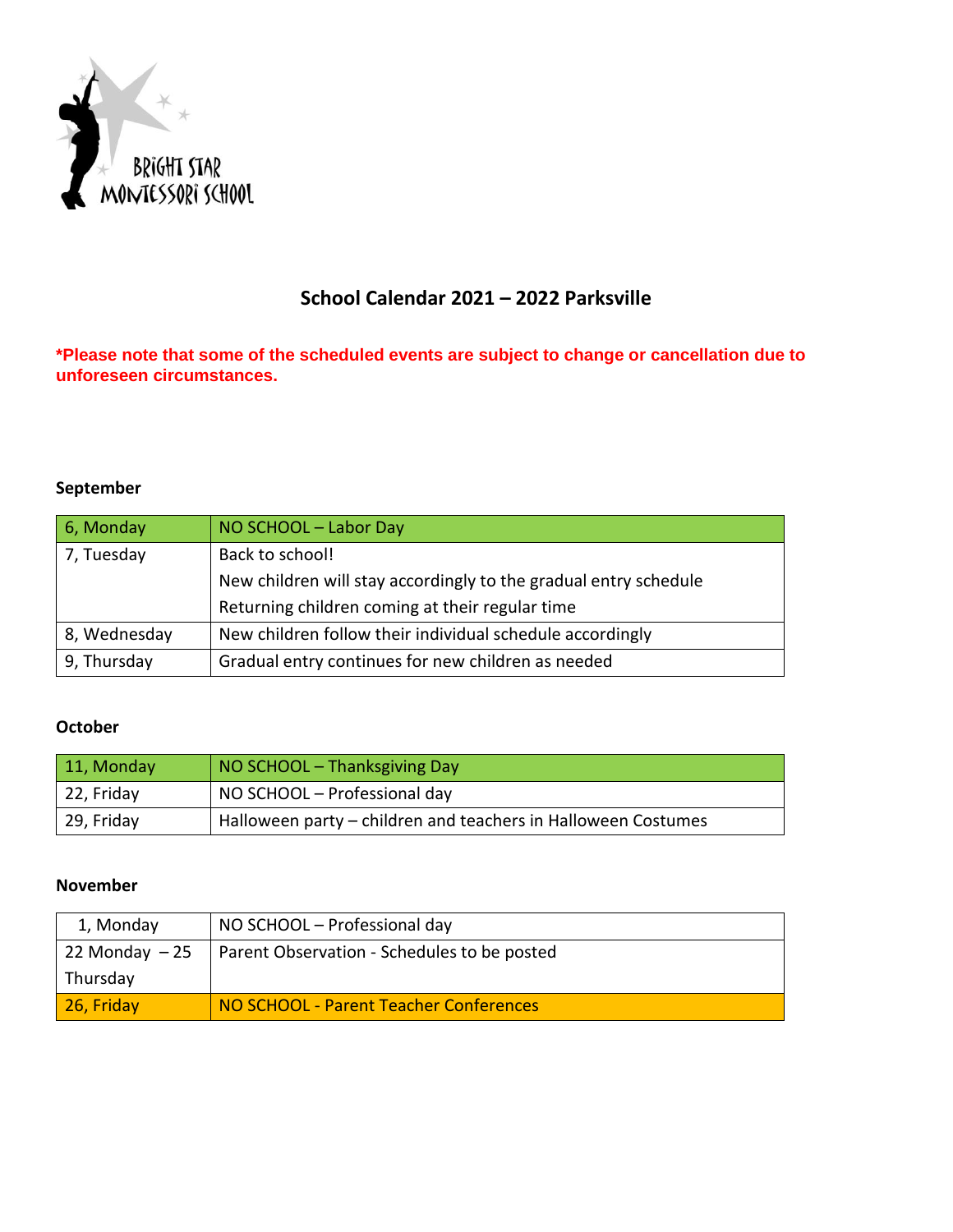BRIGHT STAR MONTESSORI SCHOOL

# School Calendar 2021 – 2022 Parksville

***Please note that some of the scheduled events are subject to change or cancellation due to unforeseen circumstances.**

## September

| | |
|---|---|
| 6, Monday | NO SCHOOL – Labor Day |
| 7, Tuesday | Back to school!<br>New children will stay accordingly to the gradual entry schedule<br>Returning children coming at their regular time |
| 8, Wednesday | New children follow their individual schedule accordingly |
| 9, Thursday | Gradual entry continues for new children as needed |

## October

| | |
|---|---|
| 11, Monday | NO SCHOOL – Thanksgiving Day |
| 22, Friday | NO SCHOOL – Professional day |
| 29, Friday | Halloween party – children and teachers in Halloween Costumes |

## November

| | |
|---|---|
| 1, Monday | NO SCHOOL – Professional day |
| 22 Monday – 25 Thursday | Parent Observation - Schedules to be posted |
| 26, Friday | NO SCHOOL - Parent Teacher Conferences |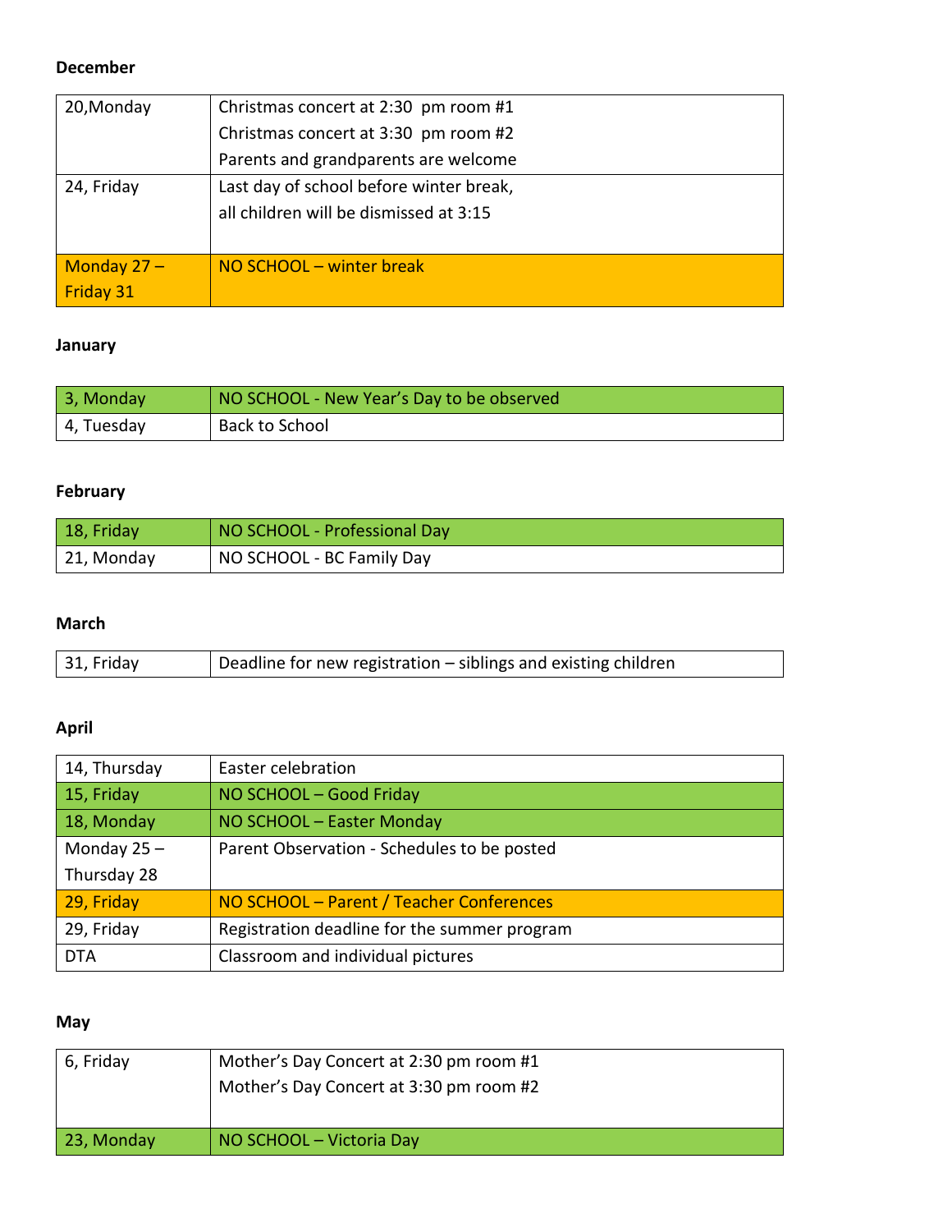**December**

| | |
|---|---|
| 20,Monday | Christmas concert at 2:30 pm room #1<br>Christmas concert at 3:30 pm room #2<br>Parents and grandparents are welcome |
| 24, Friday | Last day of school before winter break,<br>all children will be dismissed at 3:15 |
| Monday 27 – Friday 31 | NO SCHOOL – winter break |

**January**

| | |
|---|---|
| 3, Monday | NO SCHOOL - New Year's Day to be observed |
| 4, Tuesday | Back to School |

**February**

| | |
|---|---|
| 18, Friday | NO SCHOOL - Professional Day |
| 21, Monday | NO SCHOOL - BC Family Day |

**March**

| | |
|---|---|
| 31, Friday | Deadline for new registration – siblings and existing children |

**April**

| | |
|---|---|
| 14, Thursday | Easter celebration |
| 15, Friday | NO SCHOOL – Good Friday |
| 18, Monday | NO SCHOOL – Easter Monday |
| Monday 25 – Thursday 28 | Parent Observation - Schedules to be posted |
| 29, Friday | NO SCHOOL – Parent / Teacher Conferences |
| 29, Friday | Registration deadline for the summer program |
| DTA | Classroom and individual pictures |

**May**

| | |
|---|---|
| 6, Friday | Mother's Day Concert at 2:30 pm room #1<br>Mother's Day Concert at 3:30 pm room #2 |
| 23, Monday | NO SCHOOL – Victoria Day |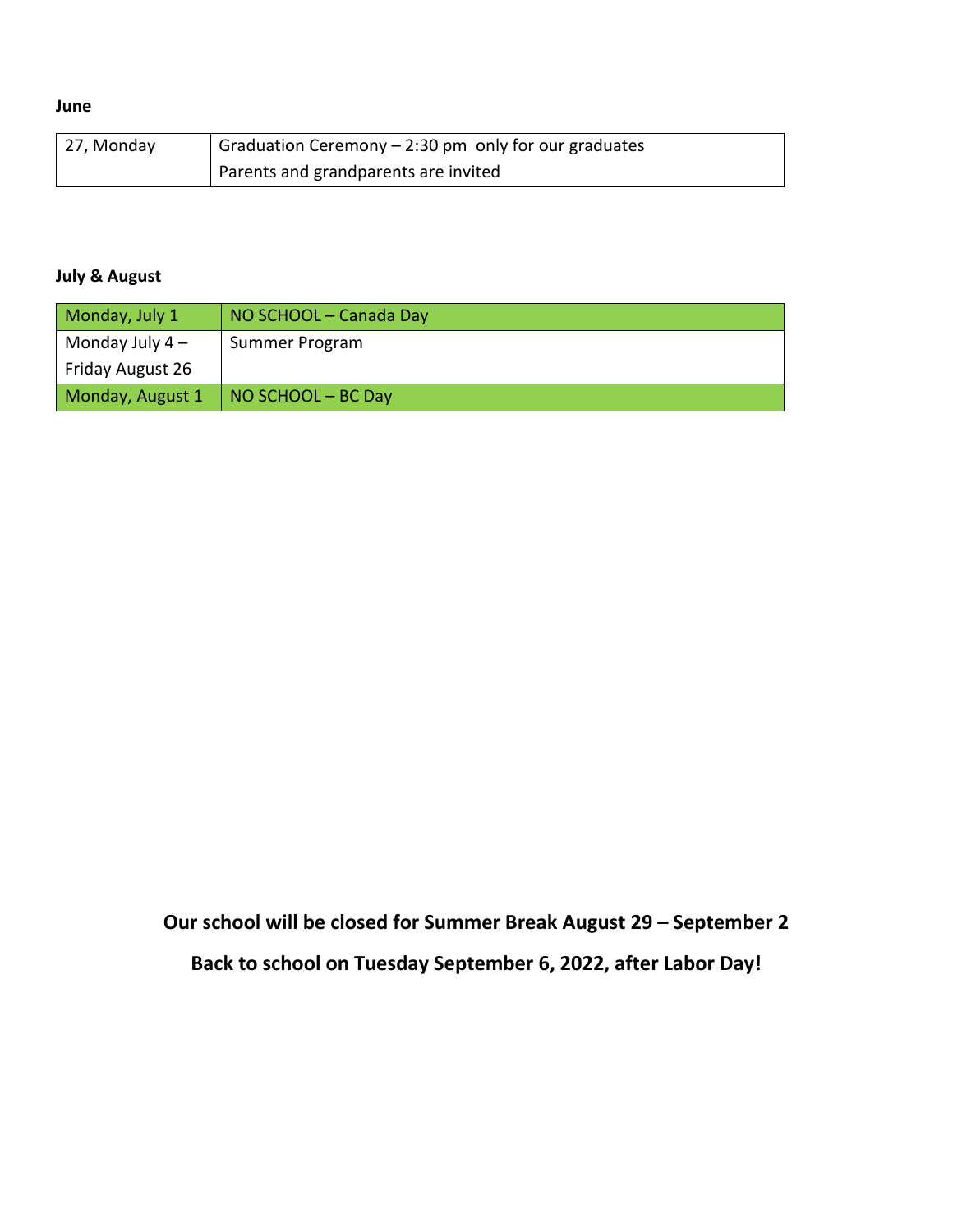**June**

| | |
|---|---|
| 27, Monday | Graduation Ceremony – 2:30 pm only for our graduates<br>Parents and grandparents are invited |

**July & August**

| | |
|---|---|
| Monday, July 1 | NO SCHOOL – Canada Day |
| Monday July 4 – Friday August 26 | Summer Program |
| Monday, August 1 | NO SCHOOL – BC Day |

**Our school will be closed for Summer Break August 29 – September 2**

**Back to school on Tuesday September 6, 2022, after Labor Day!**